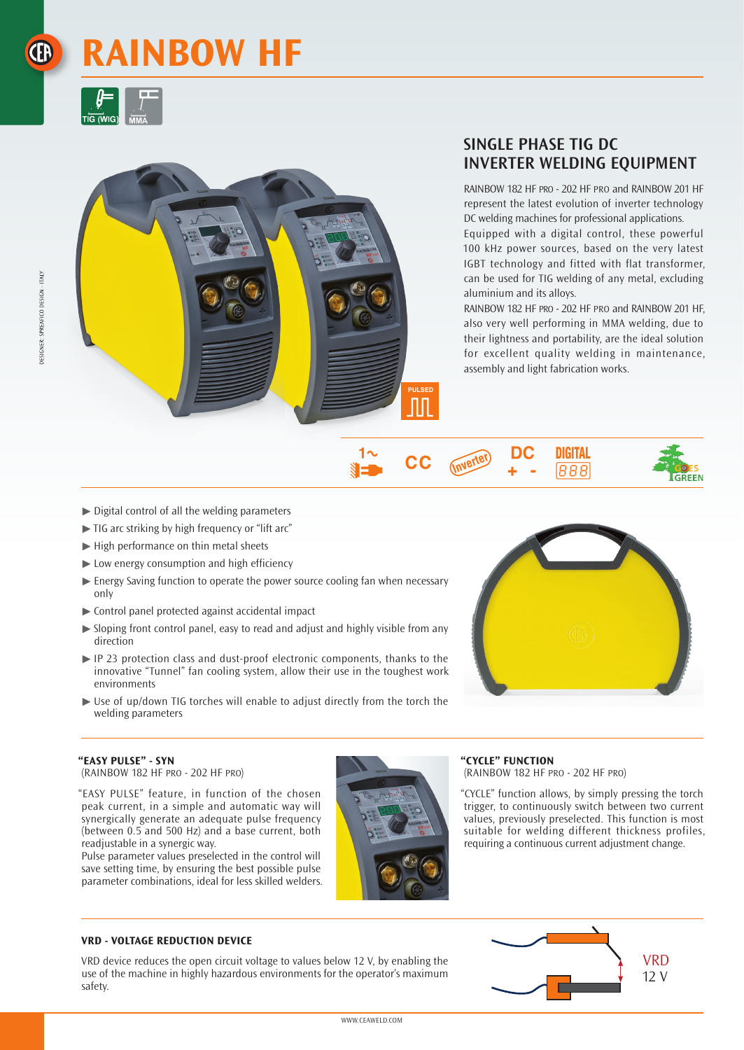# RAINBOW HF

TIG (WIG) MMA

## SINGLE PHASE TIG DC INVERTER WELDING EQUIPMENT

RAINBOW 182 HF PRO - 202 HF PRO and RAINBOW 201 HF represent the latest evolution of inverter technology DC welding machines for professional applications.
Equipped with a digital control, these powerful 100 kHz power sources, based on the very latest IGBT technology and fitted with flat transformer, can be used for TIG welding of any metal, excluding aluminium and its alloys.
RAINBOW 182 HF PRO - 202 HF PRO and RAINBOW 201 HF, also very well performing in MMA welding, due to their lightness and portability, are the ideal solution for excellent quality welding in maintenance, assembly and light fabrication works.

PULSED

1~ CC Inverter DC + - DIGITAL 888 GOES GREEN

- Digital control of all the welding parameters
- TIG arc striking by high frequency or "lift arc"
- High performance on thin metal sheets
- Low energy consumption and high efficiency
- Energy Saving function to operate the power source cooling fan when necessary only
- Control panel protected against accidental impact
- Sloping front control panel, easy to read and adjust and highly visible from any direction
- IP 23 protection class and dust-proof electronic components, thanks to the innovative "Tunnel" fan cooling system, allow their use in the toughest work environments
- Use of up/down TIG torches will enable to adjust directly from the torch the welding parameters

### "EASY PULSE" - SYN

(RAINBOW 182 HF PRO - 202 HF PRO)

"EASY PULSE" feature, in function of the chosen peak current, in a simple and automatic way will synergically generate an adequate pulse frequency (between 0.5 and 500 Hz) and a base current, both readjustable in a synergic way.
Pulse parameter values preselected in the control will save setting time, by ensuring the best possible pulse parameter combinations, ideal for less skilled welders.

### "CYCLE" FUNCTION

(RAINBOW 182 HF PRO - 202 HF PRO)

"CYCLE" function allows, by simply pressing the torch trigger, to continuously switch between two current values, previously preselected. This function is most suitable for welding different thickness profiles, requiring a continuous current adjustment change.

### VRD - VOLTAGE REDUCTION DEVICE

VRD device reduces the open circuit voltage to values below 12 V, by enabling the use of the machine in highly hazardous environments for the operator's maximum safety.

VRD
12 V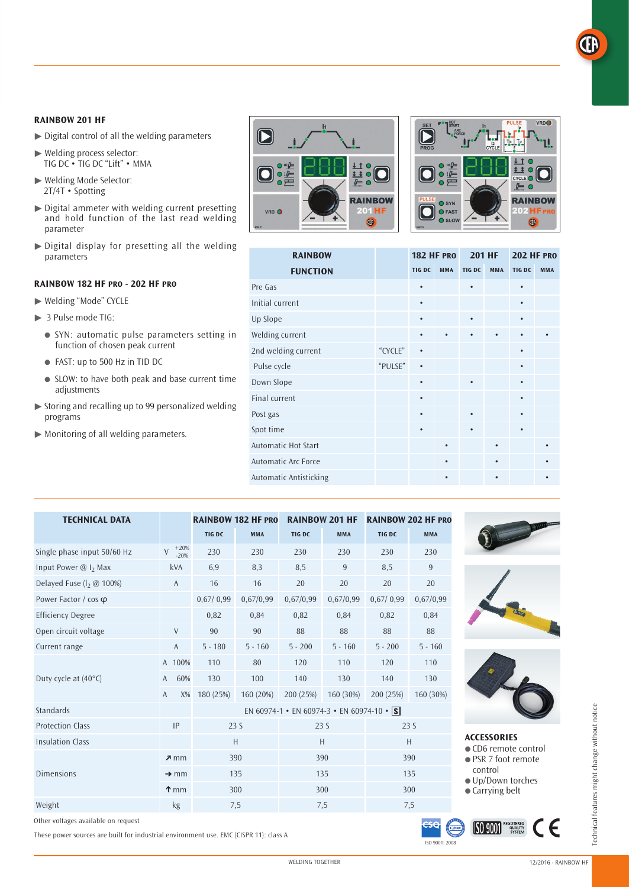### RAINBOW 201 HF

- ▶ Digital control of all the welding parameters
- ▶ Welding process selector: TIG DC • TIG DC "Lift" • MMA
- ▶ Welding Mode Selector: 2T/4T • Spotting
- ▶ Digital ammeter with welding current presetting and hold function of the last read welding parameter
- ▶ Digital display for presetting all the welding parameters

### RAINBOW 182 HF PRO - 202 HF PRO

- ▶ Welding "Mode" CYCLE
- ▶ 3 Pulse mode TIG:
  - SYN: automatic pulse parameters setting in function of chosen peak current
  - FAST: up to 500 Hz in TID DC
  - SLOW: to have both peak and base current time adjustments
- ▶ Storing and recalling up to 99 personalized welding programs
- ▶ Monitoring of all welding parameters.

| RAINBOW FUNCTION | | 182 HF PRO | | 201 HF | | 202 HF PRO | |
|---|---|---|---|---|---|---|---|
| | | TIG DC | MMA | TIG DC | MMA | TIG DC | MMA |
| Pre Gas | | • | | • | | • | |
| Initial current | | • | | | | • | |
| Up Slope | | • | | • | | • | |
| Welding current | | • | • | • | • | • | • |
| 2nd welding current | "CYCLE" | • | | | | • | |
| Pulse cycle | "PULSE" | • | | | | • | |
| Down Slope | | • | | • | | • | |
| Final current | | • | | | | • | |
| Post gas | | • | | • | | • | |
| Spot time | | • | | • | | • | |
| Automatic Hot Start | | | • | | • | | • |
| Automatic Arc Force | | | • | | • | | • |
| Automatic Antisticking | | | • | | • | | • |

| TECHNICAL DATA | | RAINBOW 182 HF PRO | | RAINBOW 201 HF | | RAINBOW 202 HF PRO | |
|---|---|---|---|---|---|---|---|
| | | TIG DC | MMA | TIG DC | MMA | TIG DC | MMA |
| Single phase input 50/60 Hz | V +20% -20% | 230 | 230 | 230 | 230 | 230 | 230 |
| Input Power @ $I_2$ Max | kVA | 6,9 | 8,3 | 8,5 | 9 | 8,5 | 9 |
| Delayed Fuse ($I_2$ @ 100%) | A | 16 | 16 | 20 | 20 | 20 | 20 |
| Power Factor / cos φ | | 0,67/ 0,99 | 0,67/0,99 | 0,67/0,99 | 0,67/0,99 | 0,67/ 0,99 | 0,67/0,99 |
| Efficiency Degree | | 0,82 | 0,84 | 0,82 | 0,84 | 0,82 | 0,84 |
| Open circuit voltage | V | 90 | 90 | 88 | 88 | 88 | 88 |
| Current range | A | 5 - 180 | 5 - 160 | 5 - 200 | 5 - 160 | 5 - 200 | 5 - 160 |
| Duty cycle at (40°C) | A 100% | 110 | 80 | 120 | 110 | 120 | 110 |
| | A 60% | 130 | 100 | 140 | 130 | 140 | 130 |
| | A X% | 180 (25%) | 160 (20%) | 200 (25%) | 160 (30%) | 200 (25%) | 160 (30%) |
| Standards | | EN 60974-1 • EN 60974-3 • EN 60974-10 • S | | | | | |
| Protection Class | IP | 23 S | | 23 S | | 23 S | |
| Insulation Class | | H | | H | | H | |
| Dimensions | ↗ mm | 390 | | 390 | | 390 | |
| | → mm | 135 | | 135 | | 135 | |
| | ↑ mm | 300 | | 300 | | 300 | |
| Weight | kg | 7,5 | | 7,5 | | 7,5 | |

Other voltages available on request

These power sources are built for industrial environment use. EMC (CISPR 11): class A

### ACCESSORIES

- CD6 remote control
- PSR 7 foot remote control
- Up/Down torches
- Carrying belt

ISO 9001: 2008

Technical features might change without notice